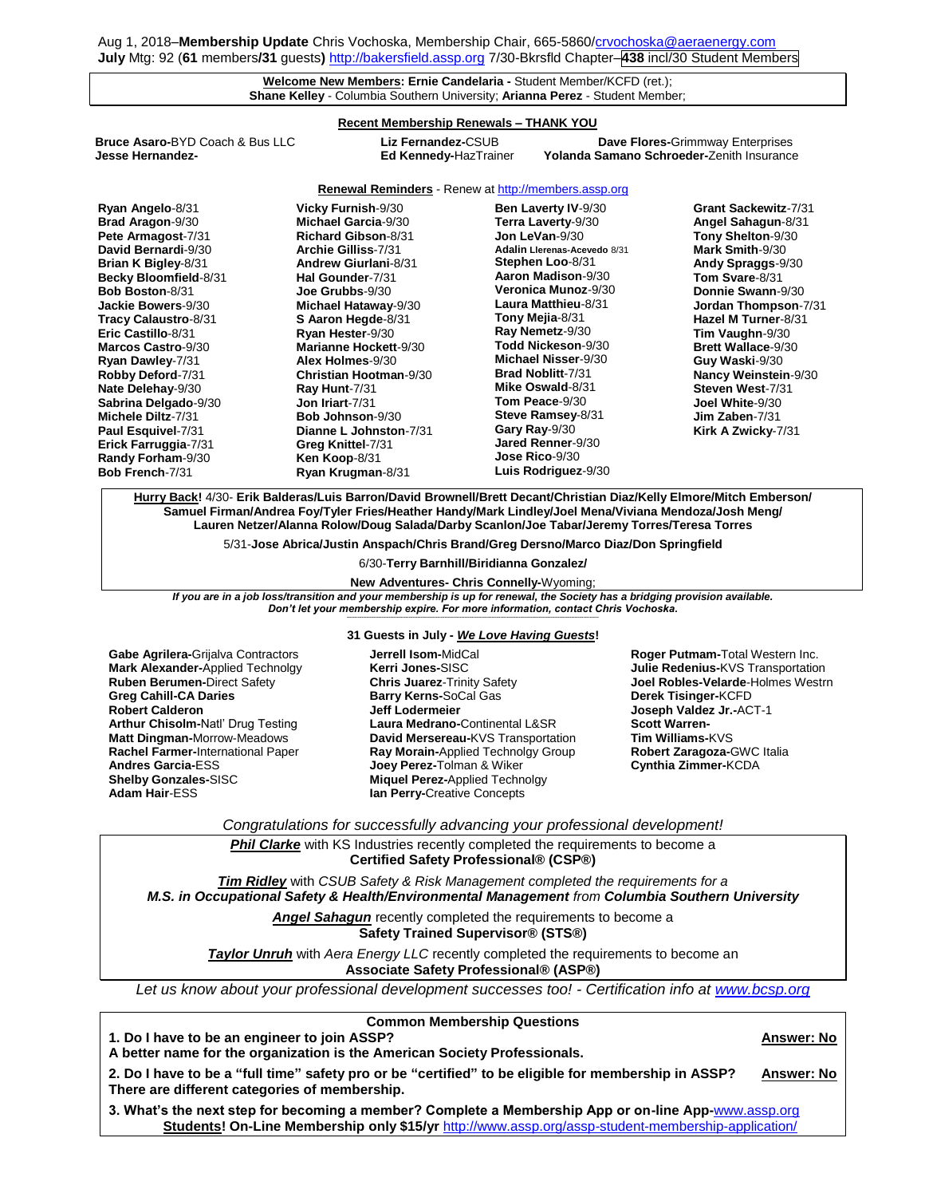Aug 1, 2018–**Membership Update** Chris Vochoska, Membership Chair, 665-5860/crvochoska@aeraenergy.com
**July** Mtg: 92 (**61** members**/31** guests**)** http://bakersfield.assp.org 7/30-Bkrsfld Chapter–**438** incl/30 Student Members

**Welcome New Members: Ernie Candelaria -** Student Member/KCFD (ret.); **Shane Kelley** - Columbia Southern University; **Arianna Perez** - Student Member;

**Recent Membership Renewals – THANK YOU**

**Bruce Asaro-**BYD Coach & Bus LLC
**Jesse Hernandez-**
**Liz Fernandez-**CSUB
**Ed Kennedy-**HazTrainer
**Dave Flores-**Grimmway Enterprises
**Yolanda Samano Schroeder-**Zenith Insurance

**Renewal Reminders** - Renew at http://members.assp.org

**Ryan Angelo**-8/31
**Brad Aragon**-9/30
**Pete Armagost**-7/31
**David Bernardi**-9/30
**Brian K Bigley**-8/31
**Becky Bloomfield**-8/31
**Bob Boston**-8/31
**Jackie Bowers**-9/30
**Tracy Calaustro**-8/31
**Eric Castillo**-8/31
**Marcos Castro**-9/30
**Ryan Dawley**-7/31
**Robby Deford**-7/31
**Nate Delehay**-9/30
**Sabrina Delgado**-9/30
**Michele Diltz**-7/31
**Paul Esquivel**-7/31
**Erick Farruggia**-7/31
**Randy Forham**-9/30
**Bob French**-7/31
**Vicky Furnish**-9/30
**Michael Garcia**-9/30
**Richard Gibson**-8/31
**Archie Gilliss**-7/31
**Andrew Giurlani**-8/31
**Hal Gounder**-7/31
**Joe Grubbs**-9/30
**Michael Hataway**-9/30
**S Aaron Hegde**-8/31
**Ryan Hester**-9/30
**Marianne Hockett**-9/30
**Alex Holmes**-9/30
**Christian Hootman**-9/30
**Ray Hunt**-7/31
**Jon Iriart**-7/31
**Bob Johnson**-9/30
**Dianne L Johnston**-7/31
**Greg Knittel**-7/31
**Ken Koop**-8/31
**Ryan Krugman**-8/31
**Ben Laverty IV**-9/30
**Terra Laverty**-9/30
**Jon LeVan**-9/30
**Adalin Llerenas-Acevedo** 8/31
**Stephen Loo**-8/31
**Aaron Madison**-9/30
**Veronica Munoz**-9/30
**Laura Matthieu**-8/31
**Tony Mejia**-8/31
**Ray Nemetz**-9/30
**Todd Nickeson**-9/30
**Michael Nisser**-9/30
**Brad Noblitt**-7/31
**Mike Oswald**-8/31
**Tom Peace**-9/30
**Steve Ramsey**-8/31
**Gary Ray**-9/30
**Jared Renner**-9/30
**Jose Rico**-9/30
**Luis Rodriguez**-9/30
**Grant Sackewitz**-7/31
**Angel Sahagun**-8/31
**Tony Shelton**-9/30
**Mark Smith**-9/30
**Andy Spraggs**-9/30
**Tom Svare**-8/31
**Donnie Swann**-9/30
**Jordan Thompson**-7/31
**Hazel M Turner**-8/31
**Tim Vaughn**-9/30
**Brett Wallace**-9/30
**Guy Waski**-9/30
**Nancy Weinstein**-9/30
**Steven West**-7/31
**Joel White**-9/30
**Jim Zaben**-7/31
**Kirk A Zwicky**-7/31

**Hurry Back!** 4/30- **Erik Balderas/Luis Barron/David Brownell/Brett Decant/Christian Diaz/Kelly Elmore/Mitch Emberson/ Samuel Firman/Andrea Foy/Tyler Fries/Heather Handy/Mark Lindley/Joel Mena/Viviana Mendoza/Josh Meng/ Lauren Netzer/Alanna Rolow/Doug Salada/Darby Scanlon/Joe Tabar/Jeremy Torres/Teresa Torres**

5/31-**Jose Abrica/Justin Anspach/Chris Brand/Greg Dersno/Marco Diaz/Don Springfield**

6/30-**Terry Barnhill/Biridianna Gonzalez/**

**New Adventures- Chris Connelly-**Wyoming;

***If you are in a job loss/transition and your membership is up for renewal, the Society has a bridging provision available. Don't let your membership expire. For more information, contact Chris Vochoska.***

**31 Guests in July - *We Love Having Guests*!**

**Gabe Agrilera-**Grijalva Contractors
**Mark Alexander-**Applied Technolgy
**Ruben Berumen-**Direct Safety
**Greg Cahill-CA Daries**
**Robert Calderon**
**Arthur Chisolm-**Natl' Drug Testing
**Matt Dingman-**Morrow-Meadows
**Rachel Farmer-**International Paper
**Andres Garcia-**ESS
**Shelby Gonzales-**SISC
**Adam Hair**-ESS
**Jerrell Isom-**MidCal
**Kerri Jones-**SISC
**Chris Juarez**-Trinity Safety
**Barry Kerns-**SoCal Gas
**Jeff Lodermeier**
**Laura Medrano-**Continental L&SR
**David Mersereau-**KVS Transportation
**Ray Morain-**Applied Technolgy Group
**Joey Perez-**Tolman & Wiker
**Miquel Perez-**Applied Technolgy
**Ian Perry-**Creative Concepts
**Roger Putmam-**Total Western Inc.
**Julie Redenius-**KVS Transportation
**Joel Robles-Velarde**-Holmes Westrn
**Derek Tisinger-**KCFD
**Joseph Valdez Jr.-**ACT-1
**Scott Warren-**
**Tim Williams-**KVS
**Robert Zaragoza-**GWC Italia
**Cynthia Zimmer-**KCDA

*Congratulations for successfully advancing your professional development!*

***Phil Clarke*** with KS Industries recently completed the requirements to become a **Certified Safety Professional® (CSP®)**

***Tim Ridley*** with *CSUB Safety & Risk Management completed the requirements for a* ***M.S. in Occupational Safety & Health/Environmental Management*** *from* ***Columbia Southern University***

***Angel Sahagun*** recently completed the requirements to become a **Safety Trained Supervisor® (STS®)**

***Taylor Unruh*** with *Aera Energy LLC* recently completed the requirements to become an **Associate Safety Professional® (ASP®)**

*Let us know about your professional development successes too! - Certification info at www.bcsp.org*

**Common Membership Questions**

**1. Do I have to be an engineer to join ASSP?** **Answer: No**
**A better name for the organization is the American Society Professionals.**

**2. Do I have to be a "full time" safety pro or be "certified" to be eligible for membership in ASSP?** **Answer: No**
**There are different categories of membership.**

**3. What's the next step for becoming a member? Complete a Membership App or on-line App-**www.assp.org
**Students! On-Line Membership only $15/yr** http://www.assp.org/assp-student-membership-application/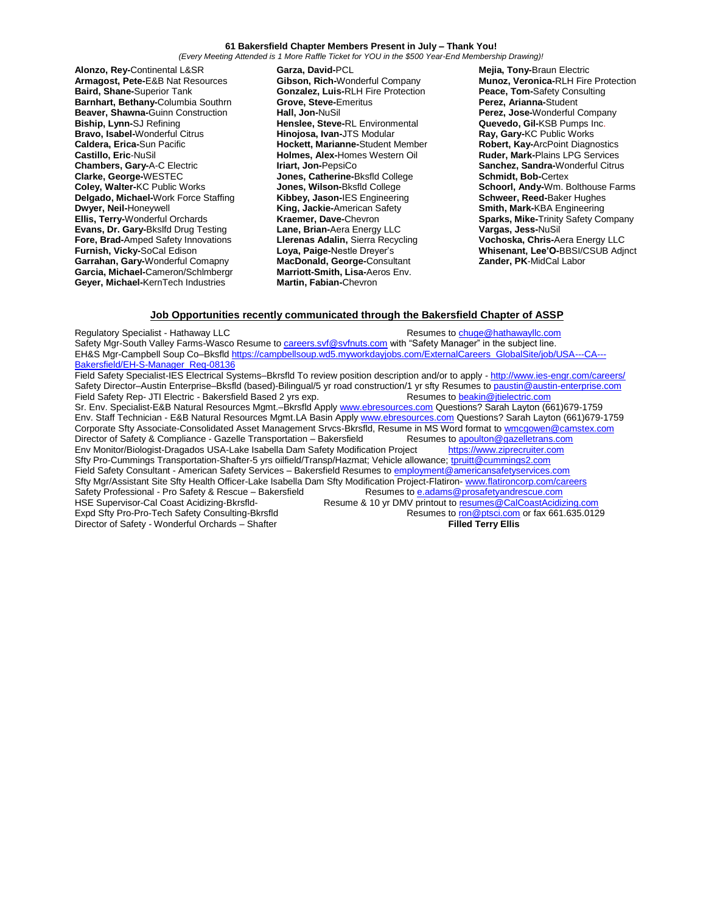**61 Bakersfield Chapter Members Present in July – Thank You!**

*(Every Meeting Attended is 1 More Raffle Ticket for YOU in the $500 Year-End Membership Drawing)!*

**Alonzo, Rey-**Continental L&SR
**Armagost, Pete-**E&B Nat Resources
**Baird, Shane-**Superior Tank
**Barnhart, Bethany-**Columbia Southrn
**Beaver, Shawna-**Guinn Construction
**Biship, Lynn-**SJ Refining
**Bravo, Isabel-**Wonderful Citrus
**Caldera, Erica-**Sun Pacific
**Castillo, Eric**-NuSil
**Chambers, Gary-**A-C Electric
**Clarke, George-**WESTEC
**Coley, Walter-**KC Public Works
**Delgado, Michael-**Work Force Staffing
**Dwyer, Neil-**Honeywell
**Ellis, Terry-**Wonderful Orchards
**Evans, Dr. Gary-**Bkslfd Drug Testing
**Fore, Brad-**Amped Safety Innovations
**Furnish, Vicky-**SoCal Edison
**Garrahan, Gary-**Wonderful Comapny
**Garcia, Michael-**Cameron/Schlmbergr
**Geyer, Michael-**KernTech Industries
**Garza, David-**PCL
**Gibson, Rich-**Wonderful Company
**Gonzalez, Luis-**RLH Fire Protection
**Grove, Steve-**Emeritus
**Hall, Jon-**NuSil
**Henslee, Steve-**RL Environmental
**Hinojosa, Ivan-**JTS Modular
**Hockett, Marianne-**Student Member
**Holmes, Alex-**Homes Western Oil
**Iriart, Jon-**PepsiCo
**Jones, Catherine-**Bksfld College
**Jones, Wilson-**Bksfld College
**Kibbey, Jason-**IES Engineering
**King, Jackie-**American Safety
**Kraemer, Dave-**Chevron
**Lane, Brian-**Aera Energy LLC
**Llerenas Adalin,** Sierra Recycling
**Loya, Paige-**Nestle Dreyer's
**MacDonald, George-**Consultant
**Marriott-Smith, Lisa-**Aeros Env.
**Martin, Fabian-**Chevron
**Mejia, Tony-**Braun Electric
**Munoz, Veronica-**RLH Fire Protection
**Peace, Tom-**Safety Consulting
**Perez, Arianna-**Student
**Perez, Jose-**Wonderful Company
**Quevedo, Gil-**KSB Pumps Inc.
**Ray, Gary-**KC Public Works
**Robert, Kay-**ArcPoint Diagnostics
**Ruder, Mark-**Plains LPG Services
**Sanchez, Sandra-**Wonderful Citrus
**Schmidt, Bob-**Certex
**Schoorl, Andy-**Wm. Bolthouse Farms
**Schweer, Reed-**Baker Hughes
**Smith, Mark-**KBA Engineering
**Sparks, Mike-**Trinity Safety Company
**Vargas, Jess-**NuSil
**Vochoska, Chris-**Aera Energy LLC
**Whisenant, Lee'O-**BBSI/CSUB Adjnct
**Zander, PK**-MidCal Labor

## Job Opportunities recently communicated through the Bakersfield Chapter of ASSP

Regulatory Specialist - Hathaway LLC Resumes to chuge@hathawayllc.com
Safety Mgr-South Valley Farms-Wasco Resume to careers.svf@svfnuts.com with "Safety Manager" in the subject line.
EH&S Mgr-Campbell Soup Co–Bksfld https://campbellsoup.wd5.myworkdayjobs.com/ExternalCareers_GlobalSite/job/USA---CA---Bakersfield/EH-S-Manager_Req-08136
Field Safety Specialist-IES Electrical Systems–Bkrsfld To review position description and/or to apply - http://www.ies-engr.com/careers/
Safety Director–Austin Enterprise–Bksfld (based)-Bilingual/5 yr road construction/1 yr sfty Resumes to paustin@austin-enterprise.com
Field Safety Rep- JTI Electric - Bakersfield Based 2 yrs exp. Resumes to beakin@jtielectric.com
Sr. Env. Specialist-E&B Natural Resources Mgmt.–Bkrsfld Apply www.ebresources.com Questions? Sarah Layton (661)679-1759
Env. Staff Technician - E&B Natural Resources Mgmt.LA Basin Apply www.ebresources.com Questions? Sarah Layton (661)679-1759
Corporate Sfty Associate-Consolidated Asset Management Srvcs-Bkrsfld, Resume in MS Word format to wmcgowen@camstex.com
Director of Safety & Compliance - Gazelle Transportation – Bakersfield Resumes to apoulton@gazelletrans.com
Env Monitor/Biologist-Dragados USA-Lake Isabella Dam Safety Modification Project https://www.ziprecruiter.com
Sfty Pro-Cummings Transportation-Shafter-5 yrs oilfield/Transp/Hazmat; Vehicle allowance; tpruitt@cummings2.com
Field Safety Consultant - American Safety Services – Bakersfield Resumes to employment@americansafetyservices.com
Sfty Mgr/Assistant Site Sfty Health Officer-Lake Isabella Dam Sfty Modification Project-Flatiron- www.flatironcorp.com/careers
Safety Professional - Pro Safety & Rescue – Bakersfield Resumes to e.adams@prosafetyandrescue.com
HSE Supervisor-Cal Coast Acidizing-Bkrsfld- Resume & 10 yr DMV printout to resumes@CalCoastAcidizing.com
Expd Sfty Pro-Pro-Tech Safety Consulting-Bkrsfld Resumes to ron@ptsci.com or fax 661.635.0129
Director of Safety - Wonderful Orchards – Shafter **Filled Terry Ellis**